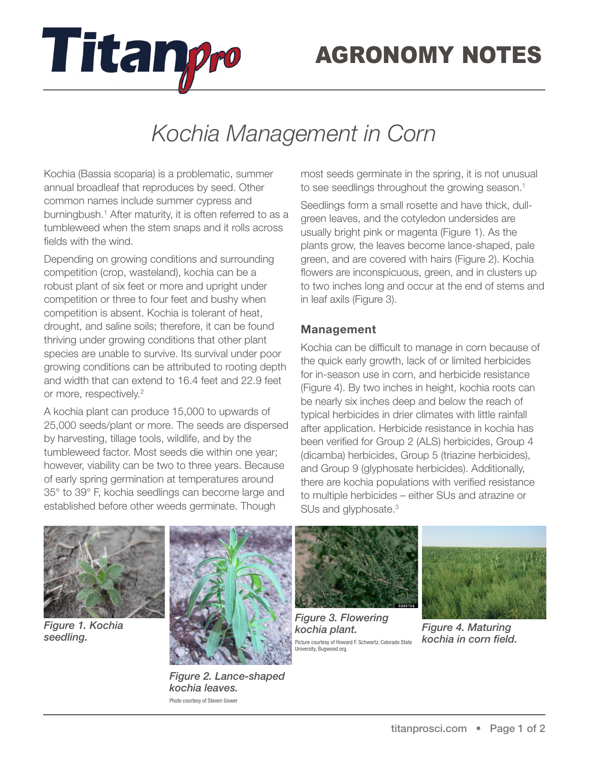# Kochia Management in Corn

Kochia (Bassia scoparia) is a problematic, summer annual broadleaf that reproduces by seed. Other common names include summer cypress and burningbush.[1] After maturity, it is often referred to as a tumbleweed when the stem snaps and it rolls across fields with the wind.

Depending on growing conditions and surrounding competition (crop, wasteland), kochia can be a robust plant of six feet or more and upright under competition or three to four feet and bushy when competition is absent. Kochia is tolerant of heat, drought, and saline soils; therefore, it can be found thriving under growing conditions that other plant species are unable to survive. Its survival under poor growing conditions can be attributed to rooting depth and width that can extend to 16.4 feet and 22.9 feet or more, respectively.[2]

A kochia plant can produce 15,000 to upwards of 25,000 seeds/plant or more. The seeds are dispersed by harvesting, tillage tools, wildlife, and by the tumbleweed factor. Most seeds die within one year; however, viability can be two to three years. Because of early spring germination at temperatures around 35° to 39° F, kochia seedlings can become large and established before other weeds germinate. Though most seeds germinate in the spring, it is not unusual to see seedlings throughout the growing season.[1]

Seedlings form a small rosette and have thick, dull-green leaves, and the cotyledon undersides are usually bright pink or magenta (Figure 1). As the plants grow, the leaves become lance-shaped, pale green, and are covered with hairs (Figure 2). Kochia flowers are inconspicuous, green, and in clusters up to two inches long and occur at the end of stems and in leaf axils (Figure 3).

## Management

Kochia can be difficult to manage in corn because of the quick early growth, lack of or limited herbicides for in-season use in corn, and herbicide resistance (Figure 4). By two inches in height, kochia roots can be nearly six inches deep and below the reach of typical herbicides in drier climates with little rainfall after application. Herbicide resistance in kochia has been verified for Group 2 (ALS) herbicides, Group 4 (dicamba) herbicides, Group 5 (triazine herbicides), and Group 9 (glyphosate herbicides). Additionally, there are kochia populations with verified resistance to multiple herbicides – either SUs and atrazine or SUs and glyphosate.[3]

*Figure 1. Kochia seedling.*

*Figure 2. Lance-shaped kochia leaves.*
Photo courtesy of Steven Gower

*Figure 3. Flowering kochia plant.*
Picture courtesy of Howard F. Schwartz, Colorado State University, Bugwood.org.

*Figure 4. Maturing kochia in corn field.*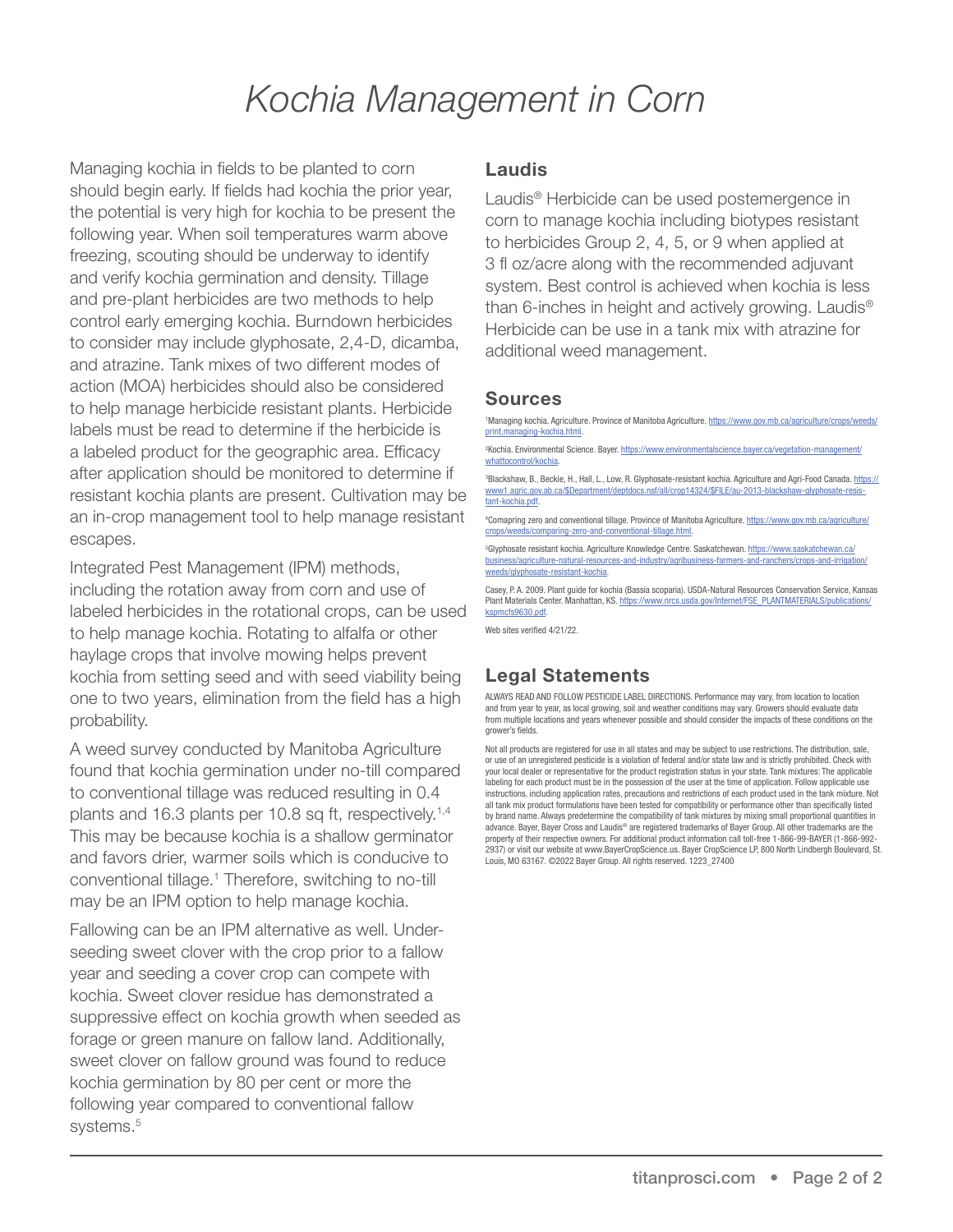# Kochia Management in Corn

Managing kochia in fields to be planted to corn should begin early. If fields had kochia the prior year, the potential is very high for kochia to be present the following year. When soil temperatures warm above freezing, scouting should be underway to identify and verify kochia germination and density. Tillage and pre-plant herbicides are two methods to help control early emerging kochia. Burndown herbicides to consider may include glyphosate, 2,4-D, dicamba, and atrazine. Tank mixes of two different modes of action (MOA) herbicides should also be considered to help manage herbicide resistant plants. Herbicide labels must be read to determine if the herbicide is a labeled product for the geographic area. Efficacy after application should be monitored to determine if resistant kochia plants are present. Cultivation may be an in-crop management tool to help manage resistant escapes.

Integrated Pest Management (IPM) methods, including the rotation away from corn and use of labeled herbicides in the rotational crops, can be used to help manage kochia. Rotating to alfalfa or other haylage crops that involve mowing helps prevent kochia from setting seed and with seed viability being one to two years, elimination from the field has a high probability.

A weed survey conducted by Manitoba Agriculture found that kochia germination under no-till compared to conventional tillage was reduced resulting in 0.4 plants and 16.3 plants per 10.8 sq ft, respectively.[1,4] This may be because kochia is a shallow germinator and favors drier, warmer soils which is conducive to conventional tillage.[1] Therefore, switching to no-till may be an IPM option to help manage kochia.

Fallowing can be an IPM alternative as well. Under-seeding sweet clover with the crop prior to a fallow year and seeding a cover crop can compete with kochia. Sweet clover residue has demonstrated a suppressive effect on kochia growth when seeded as forage or green manure on fallow land. Additionally, sweet clover on fallow ground was found to reduce kochia germination by 80 per cent or more the following year compared to conventional fallow systems.[5]

## Laudis

Laudis® Herbicide can be used postemergence in corn to manage kochia including biotypes resistant to herbicides Group 2, 4, 5, or 9 when applied at 3 fl oz/acre along with the recommended adjuvant system. Best control is achieved when kochia is less than 6-inches in height and actively growing. Laudis® Herbicide can be use in a tank mix with atrazine for additional weed management.

## Sources

[1]Managing kochia. Agriculture. Province of Manitoba Agriculture. https://www.gov.mb.ca/agriculture/crops/weeds/print,managing-kochia.html.

[2]Kochia. Environmental Science. Bayer. https://www.environmentalscience.bayer.ca/vegetation-management/whattocontrol/kochia.

[3]Blackshaw, B., Beckie, H., Hall, L., Low, R. Glyphosate-resistant kochia. Agriculture and Agri-Food Canada. https://www1.agric.gov.ab.ca/$Department/deptdocs.nsf/all/crop14324/$FILE/au-2013-blackshaw-glyphosate-resistant-kochia.pdf.

[4]Comapring zero and conventional tillage. Province of Manitoba Agriculture. https://www.gov.mb.ca/agriculture/crops/weeds/comparing-zero-and-conventional-tillage.html.

[5]Glyphosate resistant kochia. Agriculture Knowledge Centre. Saskatchewan. https://www.saskatchewan.ca/business/agriculture-natural-resources-and-industry/agribusiness-farmers-and-ranchers/crops-and-irrigation/weeds/glyphosate-resistant-kochia.

Casey, P. A. 2009. Plant guide for kochia (Bassia scoparia). USDA-Natural Resources Conservation Service, Kansas Plant Materials Center. Manhattan, KS. https://www.nrcs.usda.gov/Internet/FSE_PLANTMATERIALS/publications/kspmcfs9630.pdf.

Web sites verified 4/21/22.

## Legal Statements

ALWAYS READ AND FOLLOW PESTICIDE LABEL DIRECTIONS. Performance may vary, from location to location and from year to year, as local growing, soil and weather conditions may vary. Growers should evaluate data from multiple locations and years whenever possible and should consider the impacts of these conditions on the grower's fields.

Not all products are registered for use in all states and may be subject to use restrictions. The distribution, sale, or use of an unregistered pesticide is a violation of federal and/or state law and is strictly prohibited. Check with your local dealer or representative for the product registration status in your state. Tank mixtures: The applicable labeling for each product must be in the possession of the user at the time of application. Follow applicable use instructions, including application rates, precautions and restrictions of each product used in the tank mixture. Not all tank mix product formulations have been tested for compatibility or performance other than specifically listed by brand name. Always predetermine the compatibility of tank mixtures by mixing small proportional quantities in advance. Bayer, Bayer Cross and Laudis® are registered trademarks of Bayer Group. All other trademarks are the property of their respective owners. For additional product information call toll-free 1-866-99-BAYER (1-866-992-2937) or visit our website at www.BayerCropScience.us. Bayer CropScience LP, 800 North Lindbergh Boulevard, St. Louis, MO 63167. ©2022 Bayer Group. All rights reserved. 1223_27400